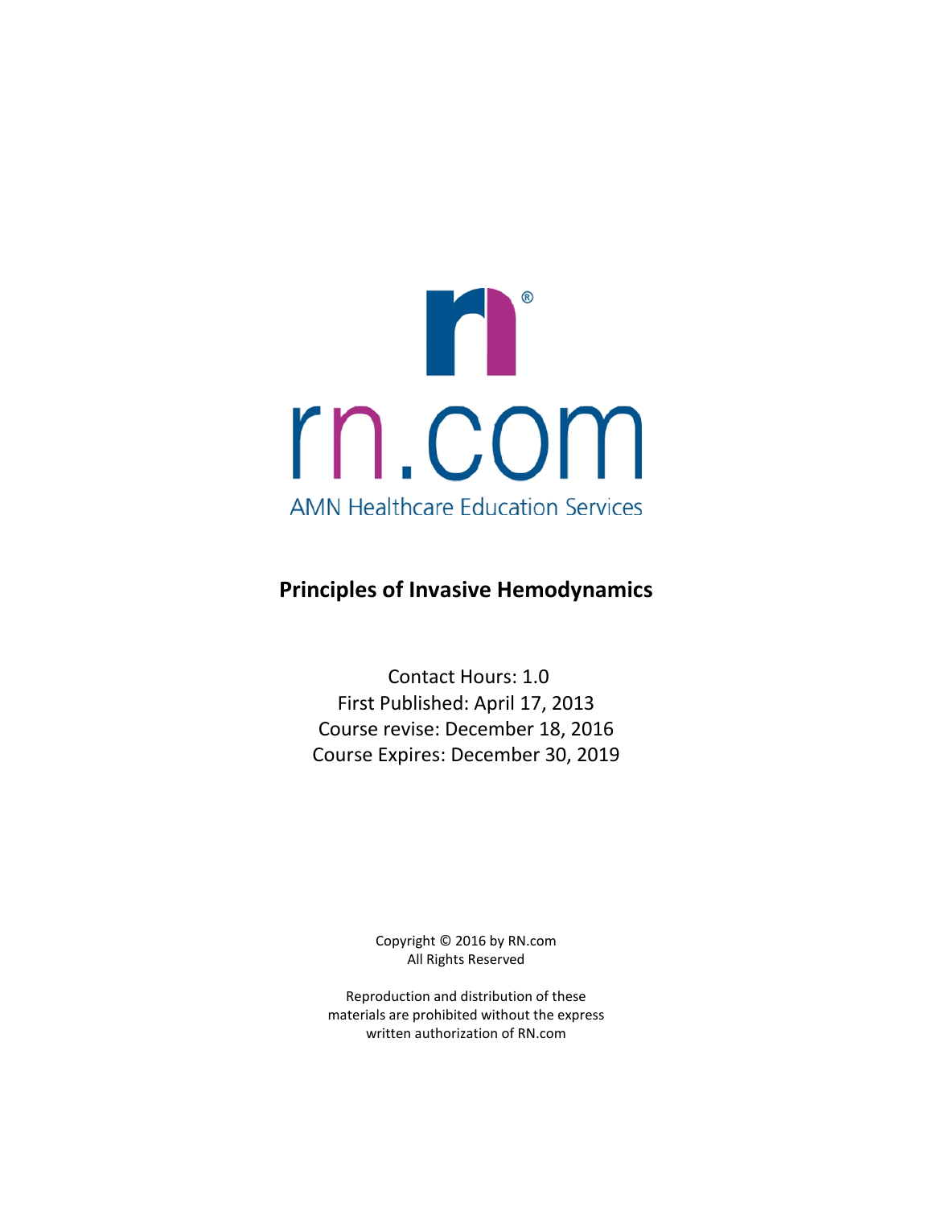rn.com

AMN Healthcare Education Services

# Principles of Invasive Hemodynamics

Contact Hours: 1.0
First Published: April 17, 2013
Course revise: December 18, 2016
Course Expires: December 30, 2019

Copyright © 2016 by RN.com
All Rights Reserved

Reproduction and distribution of these materials are prohibited without the express written authorization of RN.com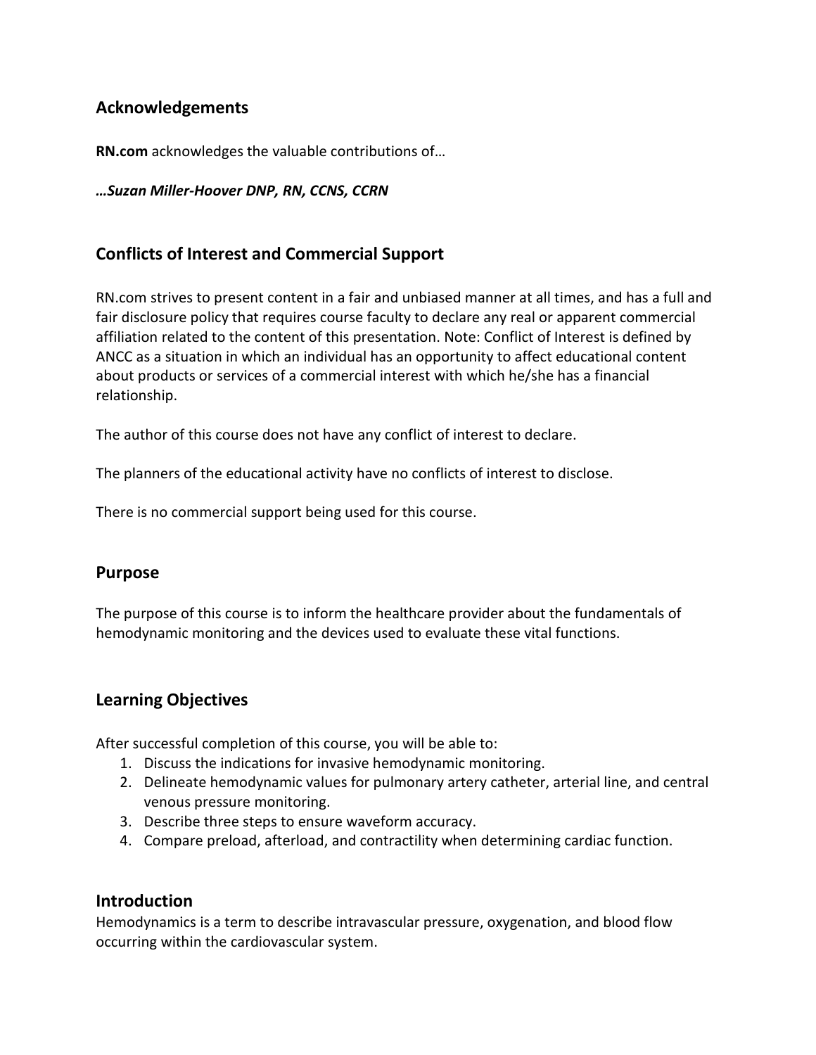## Acknowledgements

**RN.com** acknowledges the valuable contributions of…

***…Suzan Miller-Hoover DNP, RN, CCNS, CCRN***

## Conflicts of Interest and Commercial Support

RN.com strives to present content in a fair and unbiased manner at all times, and has a full and fair disclosure policy that requires course faculty to declare any real or apparent commercial affiliation related to the content of this presentation. Note: Conflict of Interest is defined by ANCC as a situation in which an individual has an opportunity to affect educational content about products or services of a commercial interest with which he/she has a financial relationship.

The author of this course does not have any conflict of interest to declare.

The planners of the educational activity have no conflicts of interest to disclose.

There is no commercial support being used for this course.

## Purpose

The purpose of this course is to inform the healthcare provider about the fundamentals of hemodynamic monitoring and the devices used to evaluate these vital functions.

## Learning Objectives

After successful completion of this course, you will be able to:

1. Discuss the indications for invasive hemodynamic monitoring.
2. Delineate hemodynamic values for pulmonary artery catheter, arterial line, and central venous pressure monitoring.
3. Describe three steps to ensure waveform accuracy.
4. Compare preload, afterload, and contractility when determining cardiac function.

## Introduction

Hemodynamics is a term to describe intravascular pressure, oxygenation, and blood flow occurring within the cardiovascular system.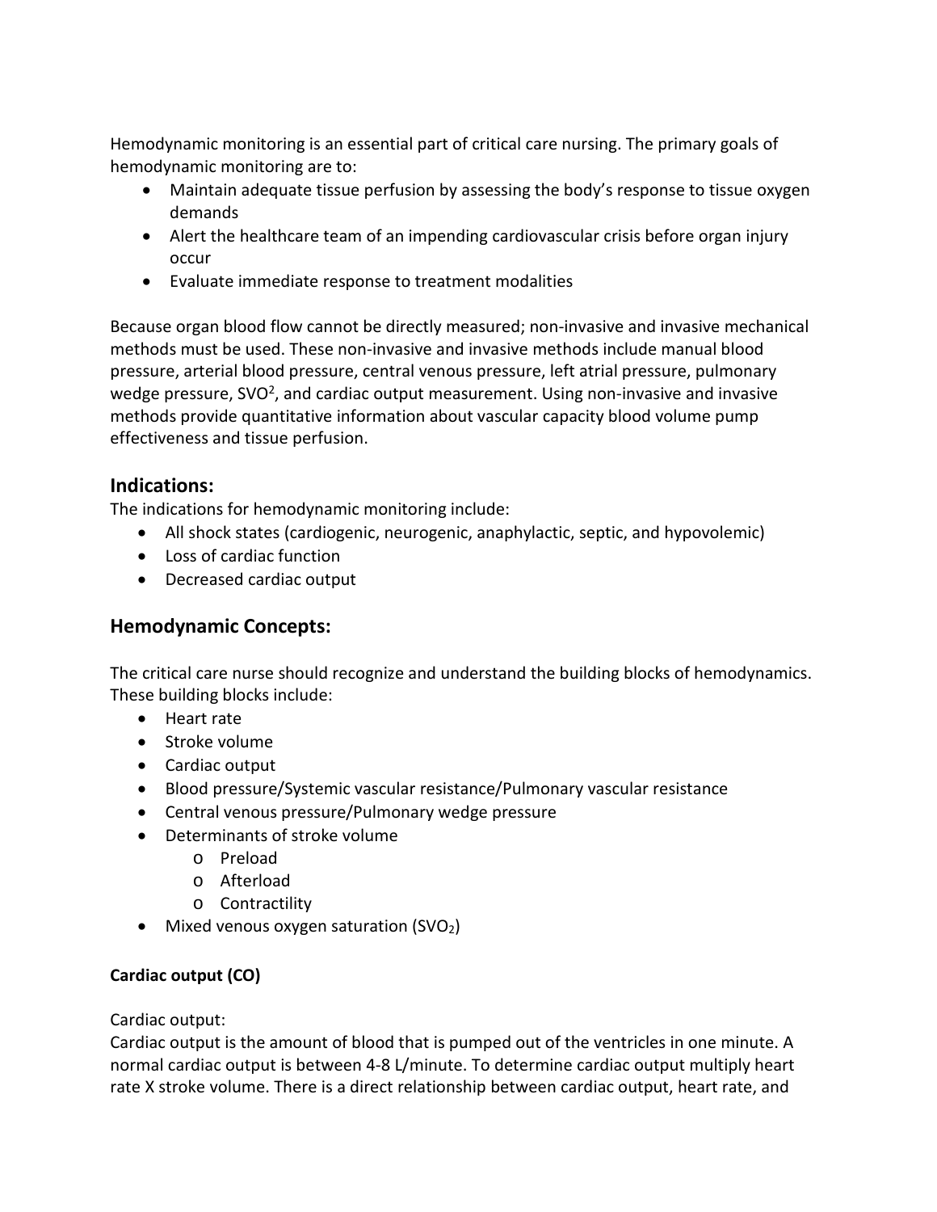Hemodynamic monitoring is an essential part of critical care nursing. The primary goals of hemodynamic monitoring are to:

- Maintain adequate tissue perfusion by assessing the body's response to tissue oxygen demands
- Alert the healthcare team of an impending cardiovascular crisis before organ injury occur
- Evaluate immediate response to treatment modalities

Because organ blood flow cannot be directly measured; non-invasive and invasive mechanical methods must be used. These non-invasive and invasive methods include manual blood pressure, arterial blood pressure, central venous pressure, left atrial pressure, pulmonary wedge pressure, $SVO^2$, and cardiac output measurement. Using non-invasive and invasive methods provide quantitative information about vascular capacity blood volume pump effectiveness and tissue perfusion.

## Indications:

The indications for hemodynamic monitoring include:

- All shock states (cardiogenic, neurogenic, anaphylactic, septic, and hypovolemic)
- Loss of cardiac function
- Decreased cardiac output

## Hemodynamic Concepts:

The critical care nurse should recognize and understand the building blocks of hemodynamics. These building blocks include:

- Heart rate
- Stroke volume
- Cardiac output
- Blood pressure/Systemic vascular resistance/Pulmonary vascular resistance
- Central venous pressure/Pulmonary wedge pressure
- Determinants of stroke volume
  - Preload
  - Afterload
  - Contractility
- Mixed venous oxygen saturation ($SVO_2$)

**Cardiac output (CO)**

Cardiac output:
Cardiac output is the amount of blood that is pumped out of the ventricles in one minute. A normal cardiac output is between 4-8 L/minute. To determine cardiac output multiply heart rate X stroke volume. There is a direct relationship between cardiac output, heart rate, and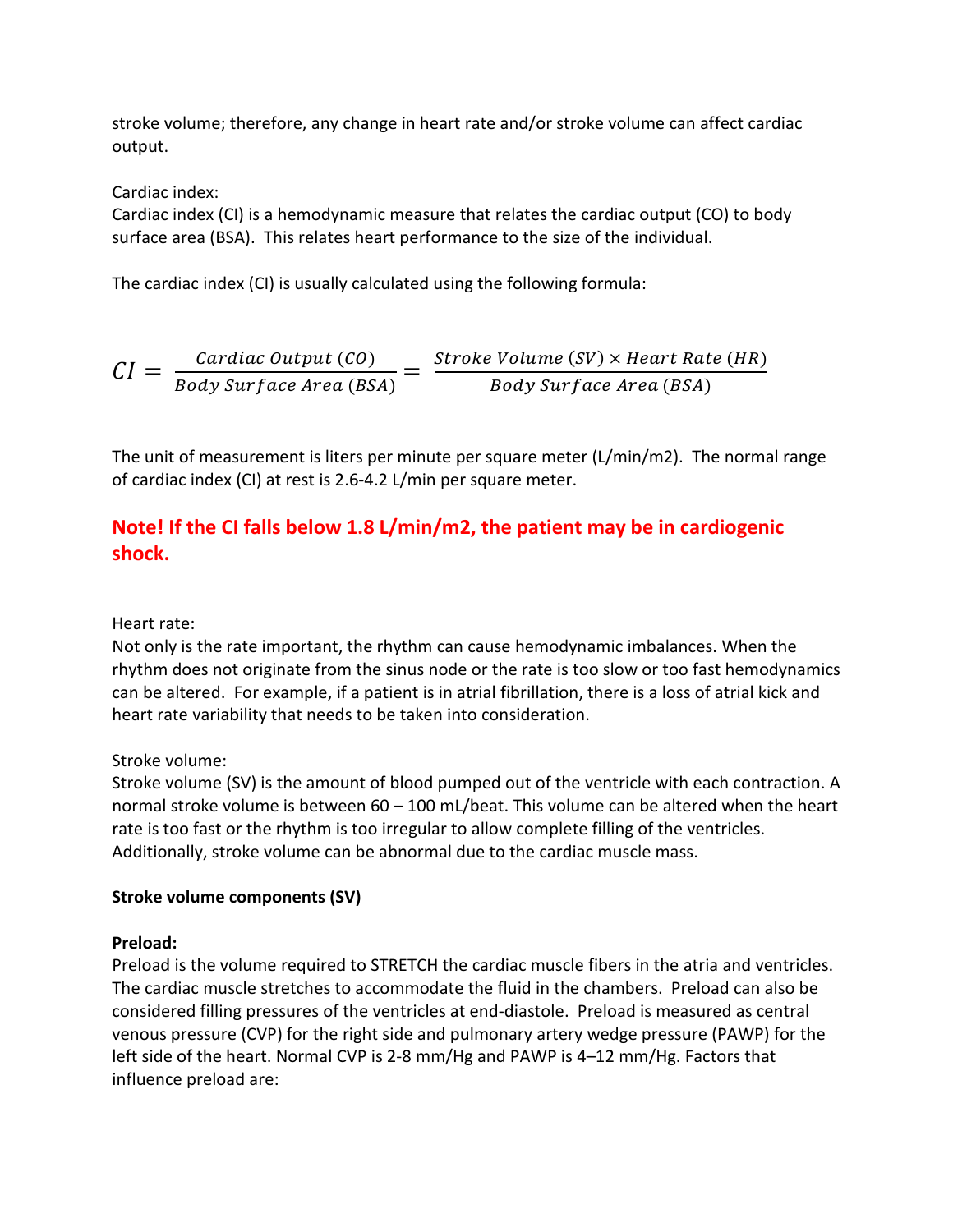stroke volume; therefore, any change in heart rate and/or stroke volume can affect cardiac output.

Cardiac index:
Cardiac index (CI) is a hemodynamic measure that relates the cardiac output (CO) to body surface area (BSA). This relates heart performance to the size of the individual.

The cardiac index (CI) is usually calculated using the following formula:

$$CI = \frac{Cardiac\ Output\ (CO)}{Body\ Surface\ Area\ (BSA)} = \frac{Stroke\ Volume\ (SV) \times Heart\ Rate\ (HR)}{Body\ Surface\ Area\ (BSA)}$$

The unit of measurement is liters per minute per square meter (L/min/m2). The normal range of cardiac index (CI) at rest is 2.6-4.2 L/min per square meter.

**Note! If the CI falls below 1.8 L/min/m2, the patient may be in cardiogenic shock.**

Heart rate:
Not only is the rate important, the rhythm can cause hemodynamic imbalances. When the rhythm does not originate from the sinus node or the rate is too slow or too fast hemodynamics can be altered. For example, if a patient is in atrial fibrillation, there is a loss of atrial kick and heart rate variability that needs to be taken into consideration.

Stroke volume:
Stroke volume (SV) is the amount of blood pumped out of the ventricle with each contraction. A normal stroke volume is between 60 – 100 mL/beat. This volume can be altered when the heart rate is too fast or the rhythm is too irregular to allow complete filling of the ventricles. Additionally, stroke volume can be abnormal due to the cardiac muscle mass.

**Stroke volume components (SV)**

**Preload:**
Preload is the volume required to STRETCH the cardiac muscle fibers in the atria and ventricles. The cardiac muscle stretches to accommodate the fluid in the chambers. Preload can also be considered filling pressures of the ventricles at end-diastole. Preload is measured as central venous pressure (CVP) for the right side and pulmonary artery wedge pressure (PAWP) for the left side of the heart. Normal CVP is 2-8 mm/Hg and PAWP is 4–12 mm/Hg. Factors that influence preload are: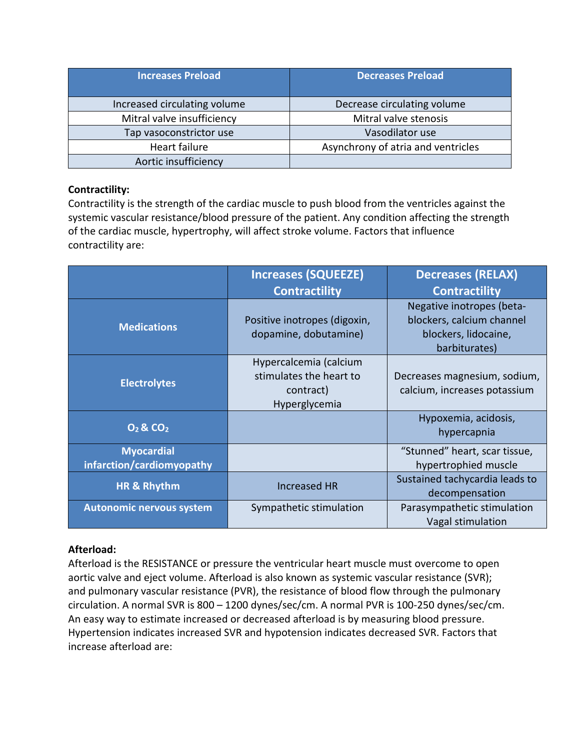| Increases Preload | Decreases Preload |
| --- | --- |
| Increased circulating volume | Decrease circulating volume |
| Mitral valve insufficiency | Mitral valve stenosis |
| Tap vasoconstrictor use | Vasodilator use |
| Heart failure | Asynchrony of atria and ventricles |
| Aortic insufficiency | |

**Contractility:**
Contractility is the strength of the cardiac muscle to push blood from the ventricles against the systemic vascular resistance/blood pressure of the patient. Any condition affecting the strength of the cardiac muscle, hypertrophy, will affect stroke volume. Factors that influence contractility are:

| | Increases (SQUEEZE) Contractility | Decreases (RELAX) Contractility |
| --- | --- | --- |
| **Medications** | Positive inotropes (digoxin, dopamine, dobutamine) | Negative inotropes (beta-blockers, calcium channel blockers, lidocaine, barbiturates) |
| **Electrolytes** | Hypercalcemia (calcium stimulates the heart to contract) Hyperglycemia | Decreases magnesium, sodium, calcium, increases potassium |
| **$O_2$ & $CO_2$** | | Hypoxemia, acidosis, hypercapnia |
| **Myocardial infarction/cardiomyopathy** | | "Stunned" heart, scar tissue, hypertrophied muscle |
| **HR & Rhythm** | Increased HR | Sustained tachycardia leads to decompensation |
| **Autonomic nervous system** | Sympathetic stimulation | Parasympathetic stimulation Vagal stimulation |

**Afterload:**
Afterload is the RESISTANCE or pressure the ventricular heart muscle must overcome to open aortic valve and eject volume. Afterload is also known as systemic vascular resistance (SVR); and pulmonary vascular resistance (PVR), the resistance of blood flow through the pulmonary circulation. A normal SVR is 800 – 1200 dynes/sec/cm. A normal PVR is 100-250 dynes/sec/cm. An easy way to estimate increased or decreased afterload is by measuring blood pressure. Hypertension indicates increased SVR and hypotension indicates decreased SVR. Factors that increase afterload are: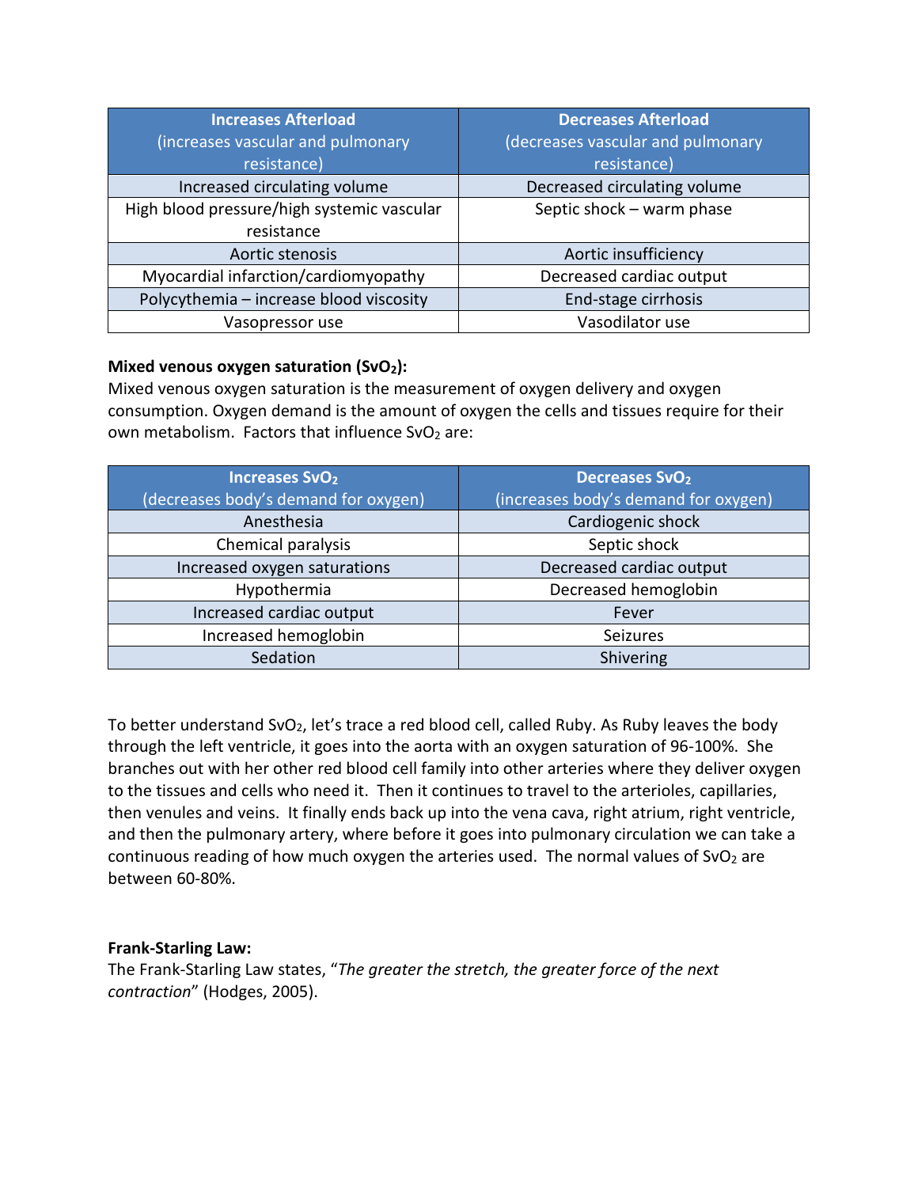| Increases Afterload (increases vascular and pulmonary resistance) | Decreases Afterload (decreases vascular and pulmonary resistance) |
| --- | --- |
| Increased circulating volume | Decreased circulating volume |
| High blood pressure/high systemic vascular resistance | Septic shock – warm phase |
| Aortic stenosis | Aortic insufficiency |
| Myocardial infarction/cardiomyopathy | Decreased cardiac output |
| Polycythemia – increase blood viscosity | End-stage cirrhosis |
| Vasopressor use | Vasodilator use |

**Mixed venous oxygen saturation ($SvO_2$):**
Mixed venous oxygen saturation is the measurement of oxygen delivery and oxygen consumption. Oxygen demand is the amount of oxygen the cells and tissues require for their own metabolism. Factors that influence $SvO_2$ are:

| Increases $SvO_2$ (decreases body's demand for oxygen) | Decreases $SvO_2$ (increases body's demand for oxygen) |
| --- | --- |
| Anesthesia | Cardiogenic shock |
| Chemical paralysis | Septic shock |
| Increased oxygen saturations | Decreased cardiac output |
| Hypothermia | Decreased hemoglobin |
| Increased cardiac output | Fever |
| Increased hemoglobin | Seizures |
| Sedation | Shivering |

To better understand $SvO_2$, let's trace a red blood cell, called Ruby. As Ruby leaves the body through the left ventricle, it goes into the aorta with an oxygen saturation of 96-100%. She branches out with her other red blood cell family into other arteries where they deliver oxygen to the tissues and cells who need it. Then it continues to travel to the arterioles, capillaries, then venules and veins. It finally ends back up into the vena cava, right atrium, right ventricle, and then the pulmonary artery, where before it goes into pulmonary circulation we can take a continuous reading of how much oxygen the arteries used. The normal values of $SvO_2$ are between 60-80%.

**Frank-Starling Law:**
The Frank-Starling Law states, "*The greater the stretch, the greater force of the next contraction*" (Hodges, 2005).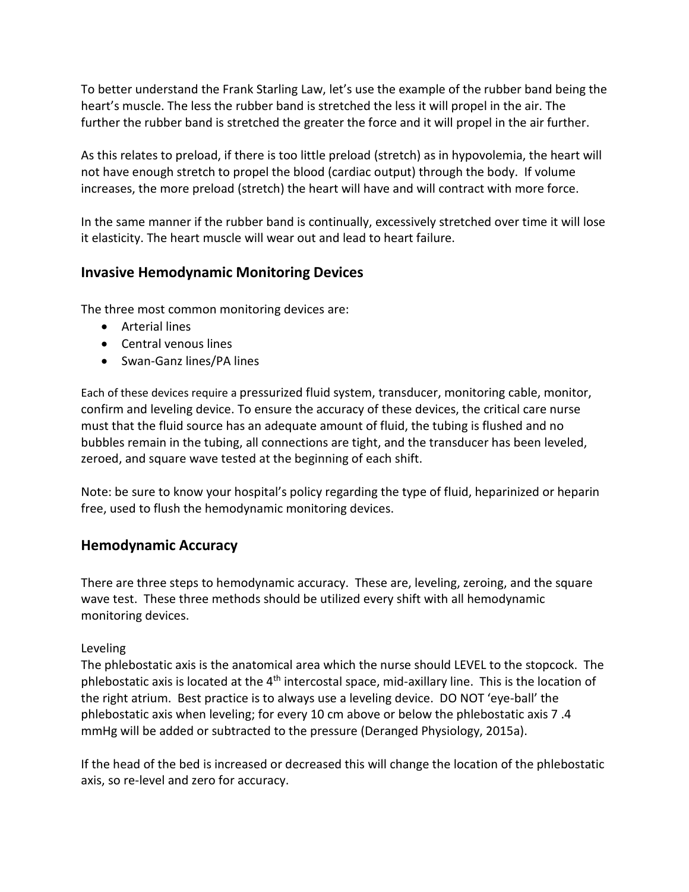To better understand the Frank Starling Law, let's use the example of the rubber band being the heart's muscle. The less the rubber band is stretched the less it will propel in the air. The further the rubber band is stretched the greater the force and it will propel in the air further.

As this relates to preload, if there is too little preload (stretch) as in hypovolemia, the heart will not have enough stretch to propel the blood (cardiac output) through the body. If volume increases, the more preload (stretch) the heart will have and will contract with more force.

In the same manner if the rubber band is continually, excessively stretched over time it will lose it elasticity. The heart muscle will wear out and lead to heart failure.

## Invasive Hemodynamic Monitoring Devices

The three most common monitoring devices are:

- Arterial lines
- Central venous lines
- Swan-Ganz lines/PA lines

Each of these devices require a pressurized fluid system, transducer, monitoring cable, monitor, confirm and leveling device. To ensure the accuracy of these devices, the critical care nurse must that the fluid source has an adequate amount of fluid, the tubing is flushed and no bubbles remain in the tubing, all connections are tight, and the transducer has been leveled, zeroed, and square wave tested at the beginning of each shift.

Note: be sure to know your hospital's policy regarding the type of fluid, heparinized or heparin free, used to flush the hemodynamic monitoring devices.

## Hemodynamic Accuracy

There are three steps to hemodynamic accuracy. These are, leveling, zeroing, and the square wave test. These three methods should be utilized every shift with all hemodynamic monitoring devices.

Leveling

The phlebostatic axis is the anatomical area which the nurse should LEVEL to the stopcock. The phlebostatic axis is located at the 4th intercostal space, mid-axillary line. This is the location of the right atrium. Best practice is to always use a leveling device. DO NOT 'eye-ball' the phlebostatic axis when leveling; for every 10 cm above or below the phlebostatic axis 7 .4 mmHg will be added or subtracted to the pressure (Deranged Physiology, 2015a).

If the head of the bed is increased or decreased this will change the location of the phlebostatic axis, so re-level and zero for accuracy.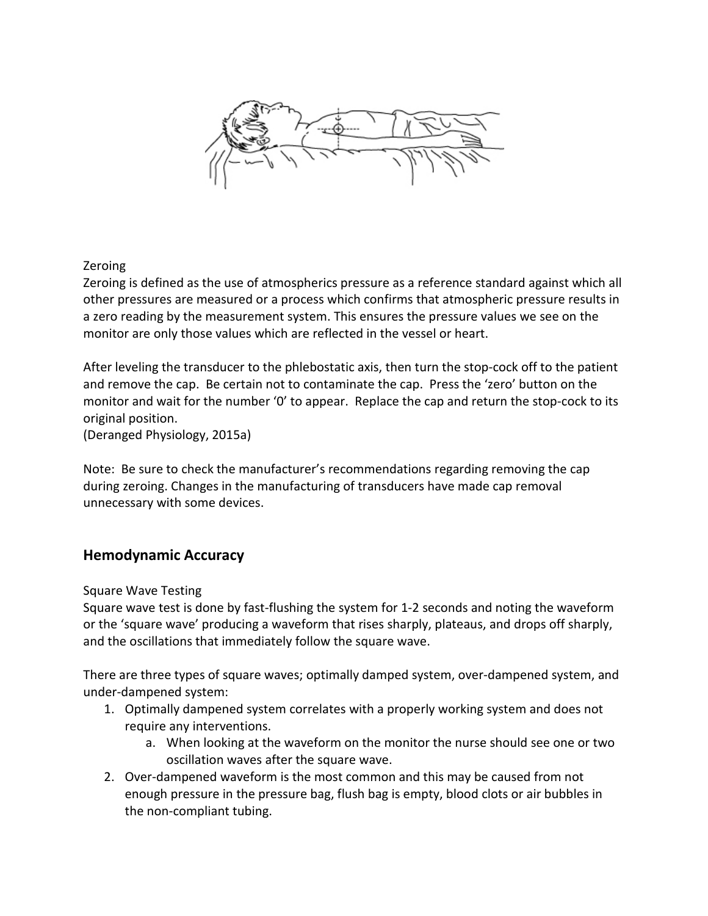Zeroing

Zeroing is defined as the use of atmospherics pressure as a reference standard against which all other pressures are measured or a process which confirms that atmospheric pressure results in a zero reading by the measurement system. This ensures the pressure values we see on the monitor are only those values which are reflected in the vessel or heart.

After leveling the transducer to the phlebostatic axis, then turn the stop-cock off to the patient and remove the cap. Be certain not to contaminate the cap. Press the 'zero' button on the monitor and wait for the number '0' to appear. Replace the cap and return the stop-cock to its original position.
(Deranged Physiology, 2015a)

Note: Be sure to check the manufacturer's recommendations regarding removing the cap during zeroing. Changes in the manufacturing of transducers have made cap removal unnecessary with some devices.

## Hemodynamic Accuracy

Square Wave Testing

Square wave test is done by fast-flushing the system for 1-2 seconds and noting the waveform or the 'square wave' producing a waveform that rises sharply, plateaus, and drops off sharply, and the oscillations that immediately follow the square wave.

There are three types of square waves; optimally damped system, over-dampened system, and under-dampened system:

1. Optimally dampened system correlates with a properly working system and does not require any interventions.
    a. When looking at the waveform on the monitor the nurse should see one or two oscillation waves after the square wave.
2. Over-dampened waveform is the most common and this may be caused from not enough pressure in the pressure bag, flush bag is empty, blood clots or air bubbles in the non-compliant tubing.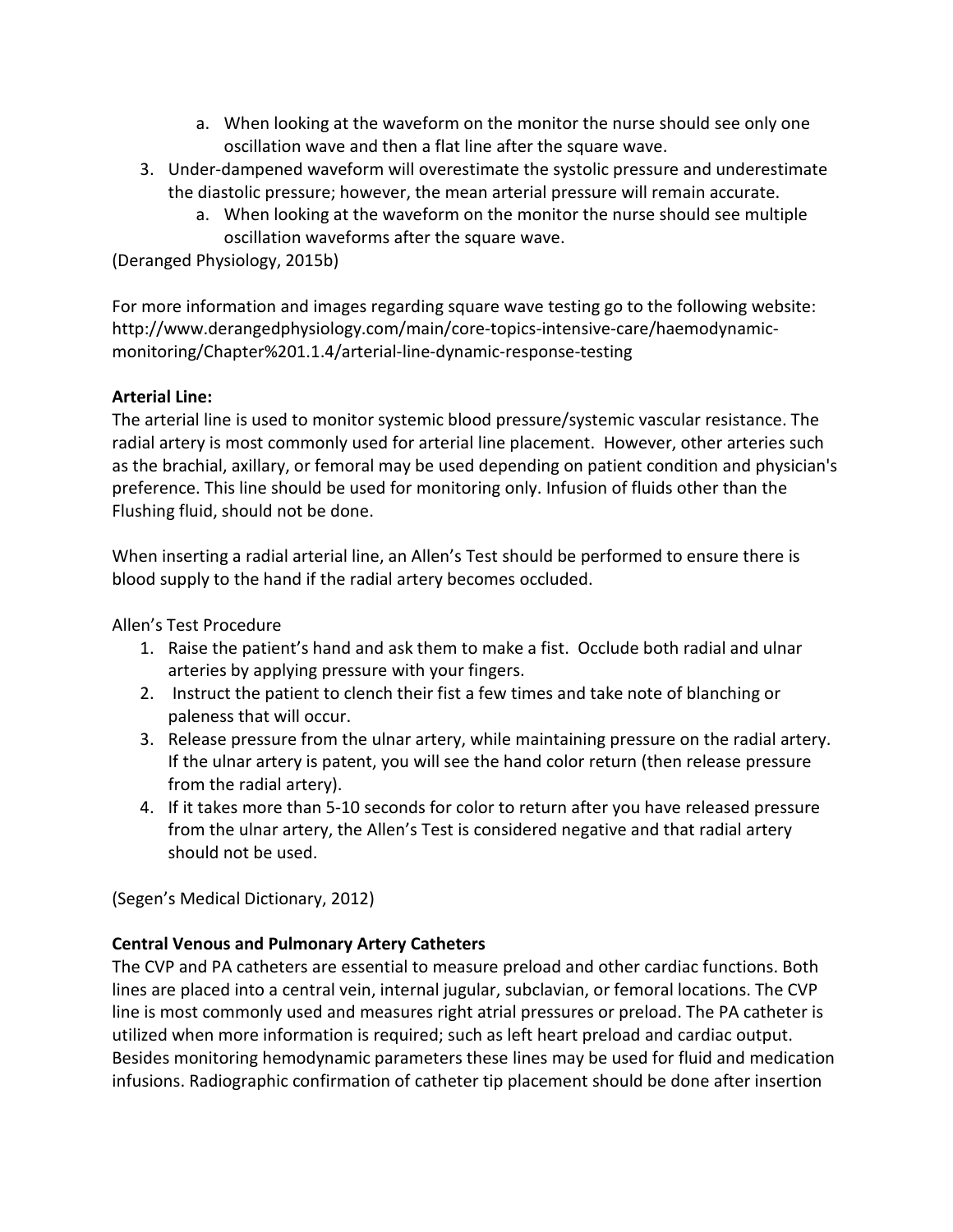a. When looking at the waveform on the monitor the nurse should see only one oscillation wave and then a flat line after the square wave.

3. Under-dampened waveform will overestimate the systolic pressure and underestimate the diastolic pressure; however, the mean arterial pressure will remain accurate.
   a. When looking at the waveform on the monitor the nurse should see multiple oscillation waveforms after the square wave.

(Deranged Physiology, 2015b)

For more information and images regarding square wave testing go to the following website: http://www.derangedphysiology.com/main/core-topics-intensive-care/haemodynamic-monitoring/Chapter%201.1.4/arterial-line-dynamic-response-testing

**Arterial Line:**

The arterial line is used to monitor systemic blood pressure/systemic vascular resistance. The radial artery is most commonly used for arterial line placement. However, other arteries such as the brachial, axillary, or femoral may be used depending on patient condition and physician's preference. This line should be used for monitoring only. Infusion of fluids other than the Flushing fluid, should not be done.

When inserting a radial arterial line, an Allen's Test should be performed to ensure there is blood supply to the hand if the radial artery becomes occluded.

Allen's Test Procedure

1. Raise the patient's hand and ask them to make a fist. Occlude both radial and ulnar arteries by applying pressure with your fingers.
2. Instruct the patient to clench their fist a few times and take note of blanching or paleness that will occur.
3. Release pressure from the ulnar artery, while maintaining pressure on the radial artery. If the ulnar artery is patent, you will see the hand color return (then release pressure from the radial artery).
4. If it takes more than 5-10 seconds for color to return after you have released pressure from the ulnar artery, the Allen's Test is considered negative and that radial artery should not be used.

(Segen's Medical Dictionary, 2012)

**Central Venous and Pulmonary Artery Catheters**

The CVP and PA catheters are essential to measure preload and other cardiac functions. Both lines are placed into a central vein, internal jugular, subclavian, or femoral locations. The CVP line is most commonly used and measures right atrial pressures or preload. The PA catheter is utilized when more information is required; such as left heart preload and cardiac output. Besides monitoring hemodynamic parameters these lines may be used for fluid and medication infusions. Radiographic confirmation of catheter tip placement should be done after insertion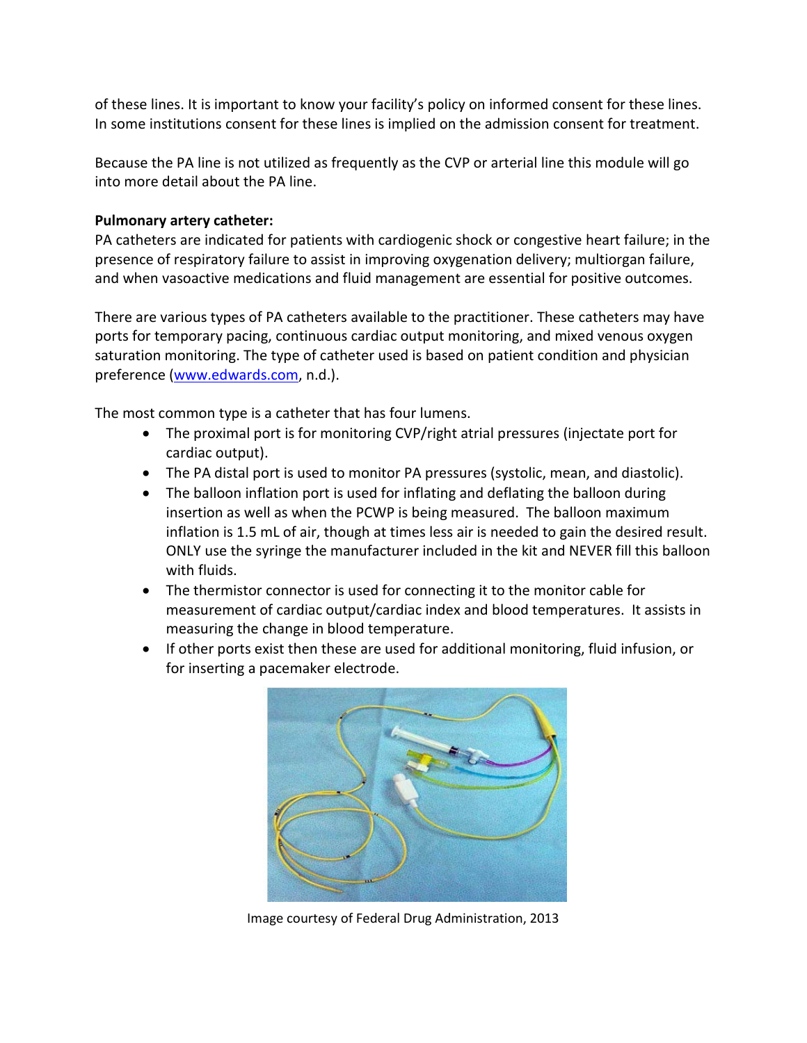of these lines. It is important to know your facility's policy on informed consent for these lines. In some institutions consent for these lines is implied on the admission consent for treatment.

Because the PA line is not utilized as frequently as the CVP or arterial line this module will go into more detail about the PA line.

**Pulmonary artery catheter:**

PA catheters are indicated for patients with cardiogenic shock or congestive heart failure; in the presence of respiratory failure to assist in improving oxygenation delivery; multiorgan failure, and when vasoactive medications and fluid management are essential for positive outcomes.

There are various types of PA catheters available to the practitioner. These catheters may have ports for temporary pacing, continuous cardiac output monitoring, and mixed venous oxygen saturation monitoring. The type of catheter used is based on patient condition and physician preference (www.edwards.com, n.d.).

The most common type is a catheter that has four lumens.

- The proximal port is for monitoring CVP/right atrial pressures (injectate port for cardiac output).
- The PA distal port is used to monitor PA pressures (systolic, mean, and diastolic).
- The balloon inflation port is used for inflating and deflating the balloon during insertion as well as when the PCWP is being measured. The balloon maximum inflation is 1.5 mL of air, though at times less air is needed to gain the desired result. ONLY use the syringe the manufacturer included in the kit and NEVER fill this balloon with fluids.
- The thermistor connector is used for connecting it to the monitor cable for measurement of cardiac output/cardiac index and blood temperatures. It assists in measuring the change in blood temperature.
- If other ports exist then these are used for additional monitoring, fluid infusion, or for inserting a pacemaker electrode.

Image courtesy of Federal Drug Administration, 2013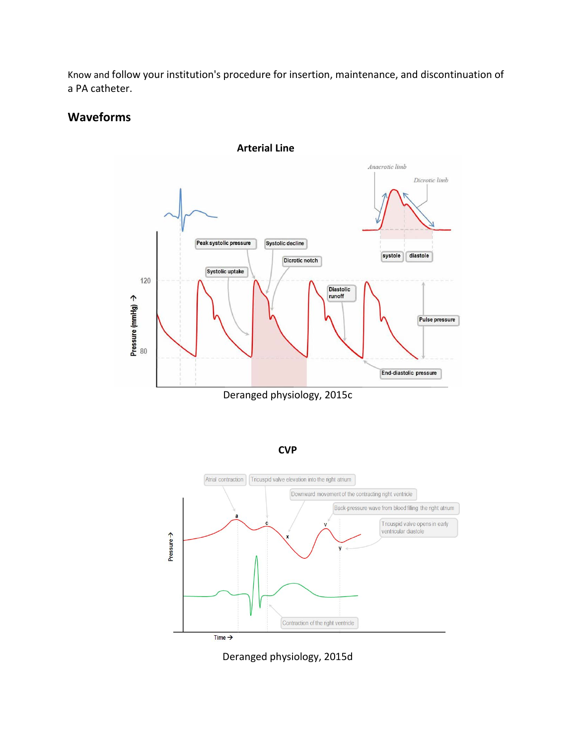Know and follow your institution's procedure for insertion, maintenance, and discontinuation of a PA catheter.

## Waveforms

**Arterial Line**

Deranged physiology, 2015c

**CVP**

Deranged physiology, 2015d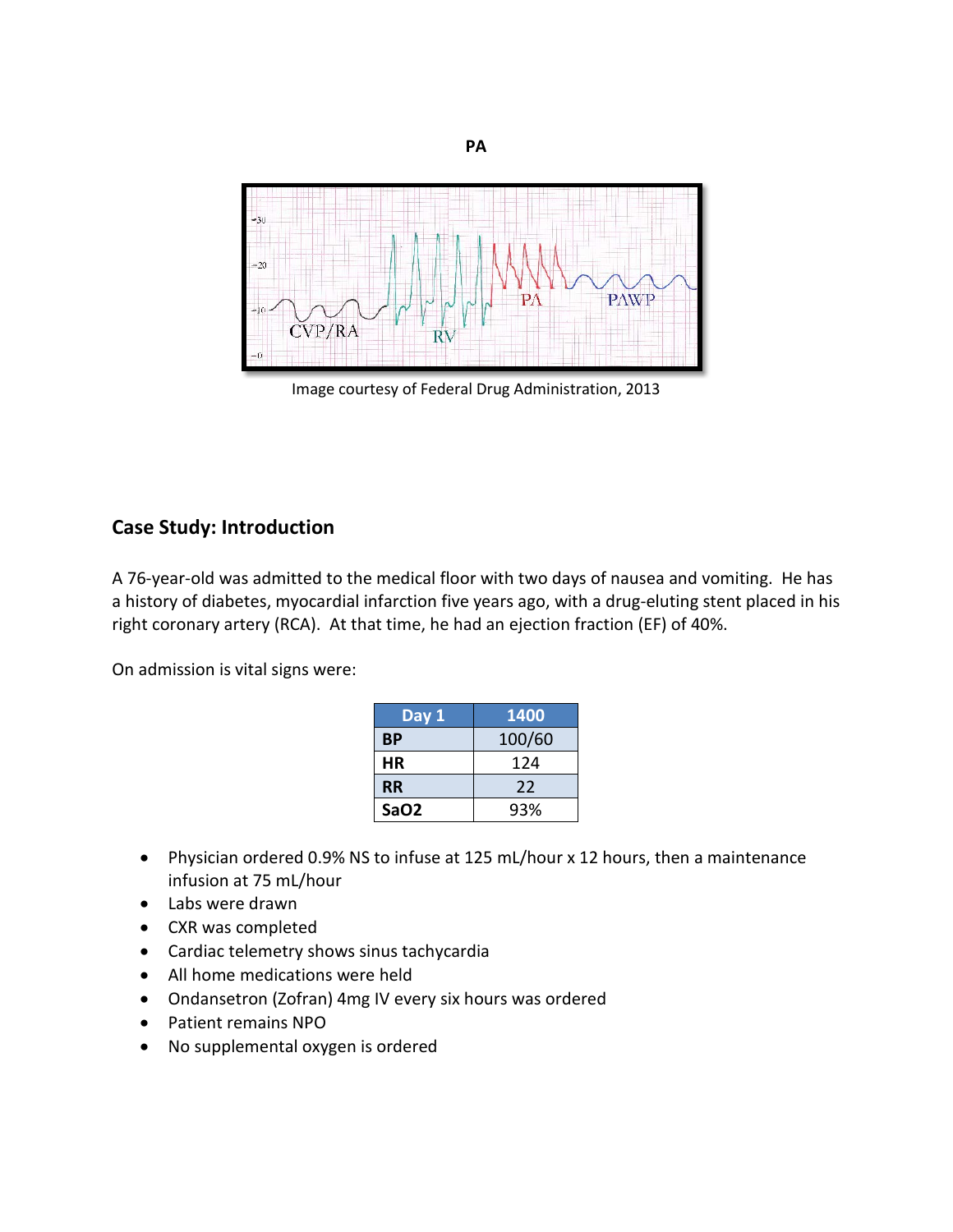**PA**

Image courtesy of Federal Drug Administration, 2013

## Case Study: Introduction

A 76-year-old was admitted to the medical floor with two days of nausea and vomiting. He has a history of diabetes, myocardial infarction five years ago, with a drug-eluting stent placed in his right coronary artery (RCA). At that time, he had an ejection fraction (EF) of 40%.

On admission is vital signs were:

| Day 1 | 1400 |
|---|---|
| **BP** | 100/60 |
| **HR** | 124 |
| **RR** | 22 |
| **SaO2** | 93% |

- Physician ordered 0.9% NS to infuse at 125 mL/hour x 12 hours, then a maintenance infusion at 75 mL/hour
- Labs were drawn
- CXR was completed
- Cardiac telemetry shows sinus tachycardia
- All home medications were held
- Ondansetron (Zofran) 4mg IV every six hours was ordered
- Patient remains NPO
- No supplemental oxygen is ordered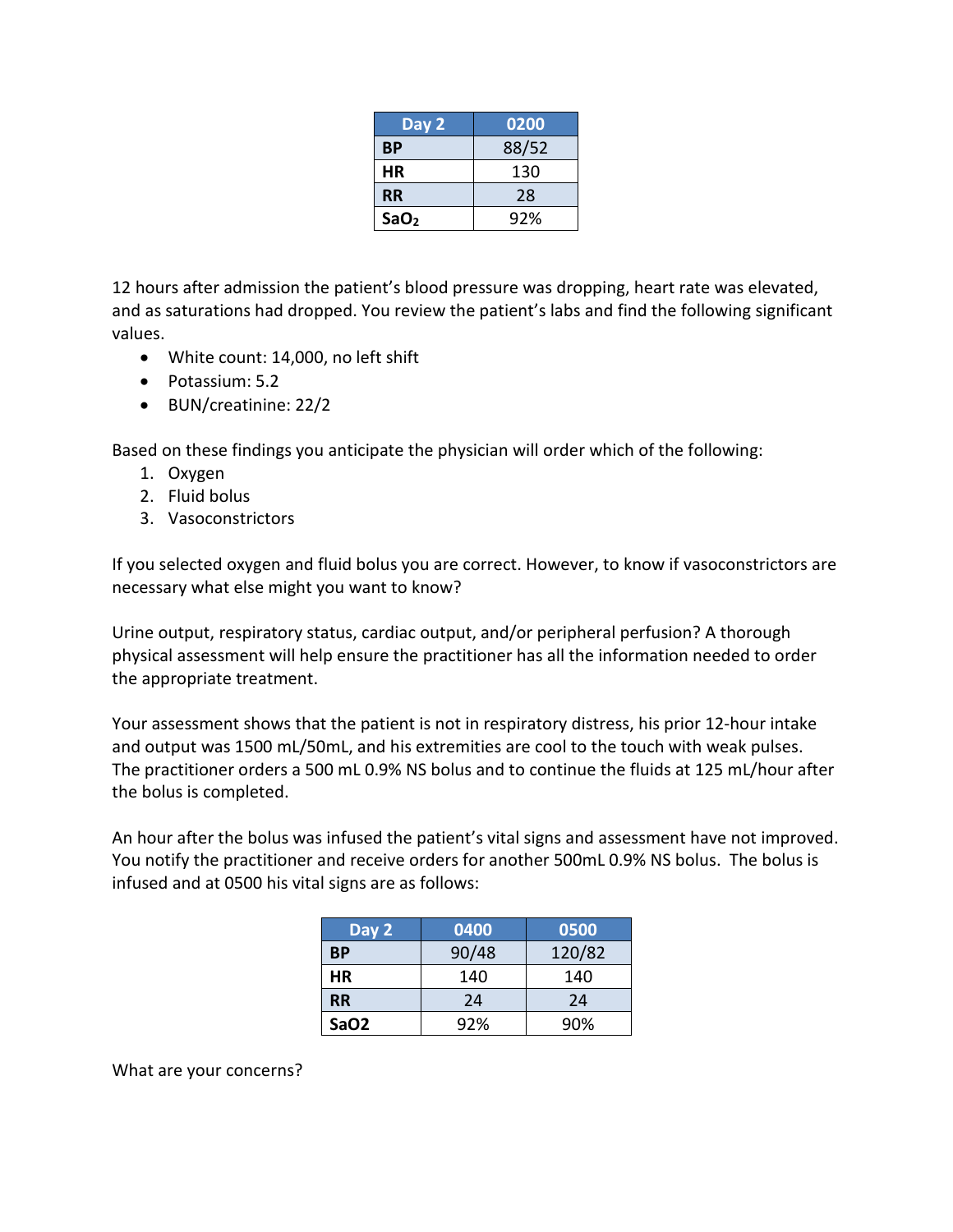| Day 2 | 0200 |
|---|---|
| **BP** | 88/52 |
| **HR** | 130 |
| **RR** | 28 |
| **$SaO_2$** | 92% |

12 hours after admission the patient's blood pressure was dropping, heart rate was elevated, and as saturations had dropped. You review the patient's labs and find the following significant values.

- White count: 14,000, no left shift
- Potassium: 5.2
- BUN/creatinine: 22/2

Based on these findings you anticipate the physician will order which of the following:

1. Oxygen
2. Fluid bolus
3. Vasoconstrictors

If you selected oxygen and fluid bolus you are correct. However, to know if vasoconstrictors are necessary what else might you want to know?

Urine output, respiratory status, cardiac output, and/or peripheral perfusion? A thorough physical assessment will help ensure the practitioner has all the information needed to order the appropriate treatment.

Your assessment shows that the patient is not in respiratory distress, his prior 12-hour intake and output was 1500 mL/50mL, and his extremities are cool to the touch with weak pulses. The practitioner orders a 500 mL 0.9% NS bolus and to continue the fluids at 125 mL/hour after the bolus is completed.

An hour after the bolus was infused the patient's vital signs and assessment have not improved. You notify the practitioner and receive orders for another 500mL 0.9% NS bolus. The bolus is infused and at 0500 his vital signs are as follows:

| Day 2 | 0400 | 0500 |
|---|---|---|
| **BP** | 90/48 | 120/82 |
| **HR** | 140 | 140 |
| **RR** | 24 | 24 |
| **SaO2** | 92% | 90% |

What are your concerns?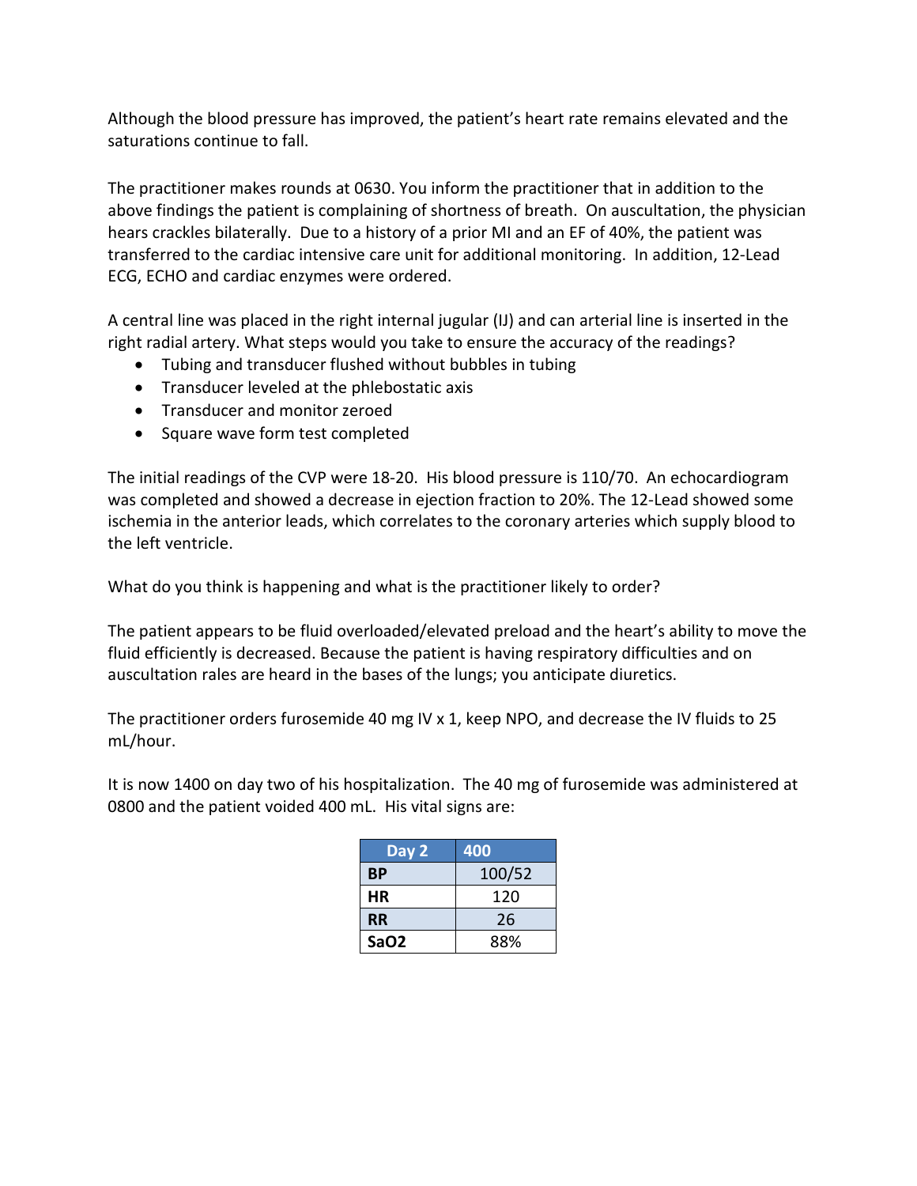Although the blood pressure has improved, the patient's heart rate remains elevated and the saturations continue to fall.

The practitioner makes rounds at 0630. You inform the practitioner that in addition to the above findings the patient is complaining of shortness of breath. On auscultation, the physician hears crackles bilaterally. Due to a history of a prior MI and an EF of 40%, the patient was transferred to the cardiac intensive care unit for additional monitoring. In addition, 12-Lead ECG, ECHO and cardiac enzymes were ordered.

A central line was placed in the right internal jugular (IJ) and can arterial line is inserted in the right radial artery. What steps would you take to ensure the accuracy of the readings?

- Tubing and transducer flushed without bubbles in tubing
- Transducer leveled at the phlebostatic axis
- Transducer and monitor zeroed
- Square wave form test completed

The initial readings of the CVP were 18-20. His blood pressure is 110/70. An echocardiogram was completed and showed a decrease in ejection fraction to 20%. The 12-Lead showed some ischemia in the anterior leads, which correlates to the coronary arteries which supply blood to the left ventricle.

What do you think is happening and what is the practitioner likely to order?

The patient appears to be fluid overloaded/elevated preload and the heart's ability to move the fluid efficiently is decreased. Because the patient is having respiratory difficulties and on auscultation rales are heard in the bases of the lungs; you anticipate diuretics.

The practitioner orders furosemide 40 mg IV x 1, keep NPO, and decrease the IV fluids to 25 mL/hour.

It is now 1400 on day two of his hospitalization. The 40 mg of furosemide was administered at 0800 and the patient voided 400 mL. His vital signs are:

| Day 2 | 400 |
|---|---|
| **BP** | 100/52 |
| **HR** | 120 |
| **RR** | 26 |
| **SaO2** | 88% |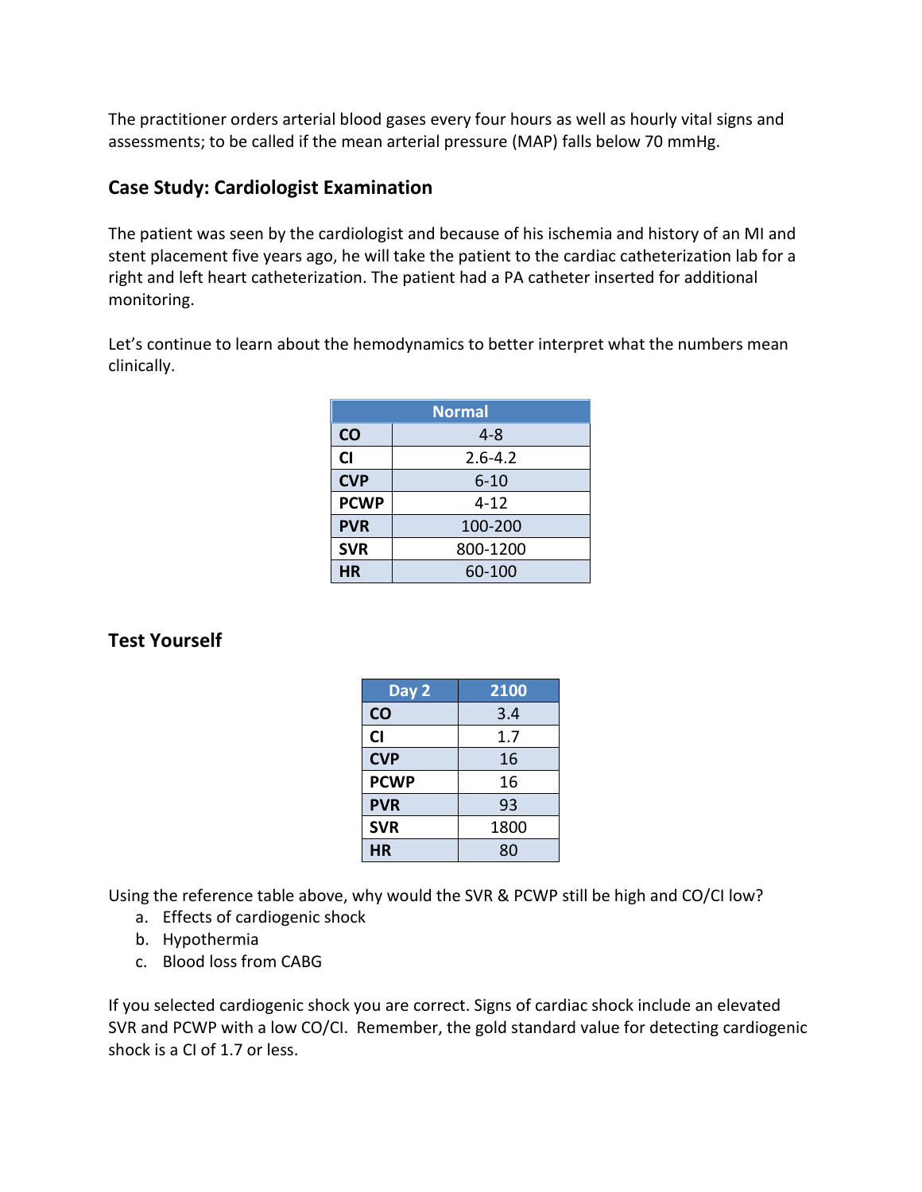The practitioner orders arterial blood gases every four hours as well as hourly vital signs and assessments; to be called if the mean arterial pressure (MAP) falls below 70 mmHg.

## Case Study: Cardiologist Examination

The patient was seen by the cardiologist and because of his ischemia and history of an MI and stent placement five years ago, he will take the patient to the cardiac catheterization lab for a right and left heart catheterization. The patient had a PA catheter inserted for additional monitoring.

Let's continue to learn about the hemodynamics to better interpret what the numbers mean clinically.

| | Normal |
|---|---|
| **CO** | 4-8 |
| **CI** | 2.6-4.2 |
| **CVP** | 6-10 |
| **PCWP** | 4-12 |
| **PVR** | 100-200 |
| **SVR** | 800-1200 |
| **HR** | 60-100 |

## Test Yourself

| Day 2 | 2100 |
|---|---|
| **CO** | 3.4 |
| **CI** | 1.7 |
| **CVP** | 16 |
| **PCWP** | 16 |
| **PVR** | 93 |
| **SVR** | 1800 |
| **HR** | 80 |

Using the reference table above, why would the SVR & PCWP still be high and CO/CI low?

a. Effects of cardiogenic shock
b. Hypothermia
c. Blood loss from CABG

If you selected cardiogenic shock you are correct. Signs of cardiac shock include an elevated SVR and PCWP with a low CO/CI. Remember, the gold standard value for detecting cardiogenic shock is a CI of 1.7 or less.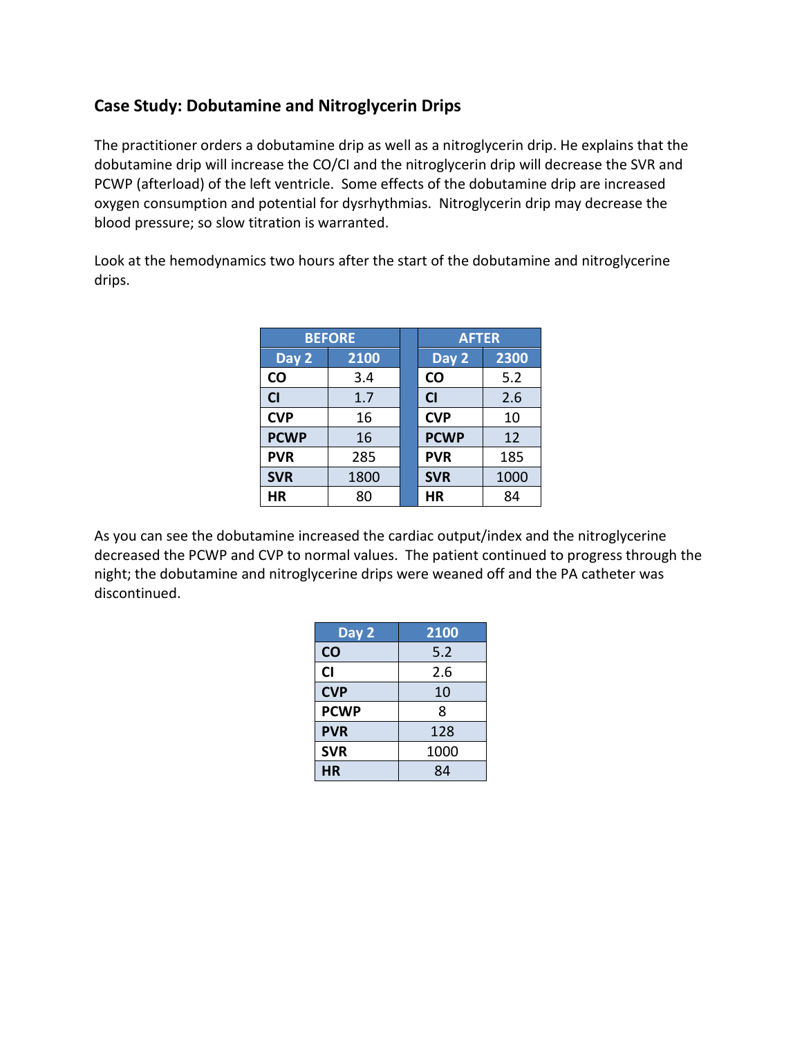## Case Study: Dobutamine and Nitroglycerin Drips

The practitioner orders a dobutamine drip as well as a nitroglycerin drip. He explains that the dobutamine drip will increase the CO/CI and the nitroglycerin drip will decrease the SVR and PCWP (afterload) of the left ventricle. Some effects of the dobutamine drip are increased oxygen consumption and potential for dysrhythmias. Nitroglycerin drip may decrease the blood pressure; so slow titration is warranted.

Look at the hemodynamics two hours after the start of the dobutamine and nitroglycerine drips.

| BEFORE | | | AFTER | |
|---|---|---|---|---|
| **Day 2** | **2100** | | **Day 2** | **2300** |
| **CO** | 3.4 | | **CO** | 5.2 |
| **CI** | 1.7 | | **CI** | 2.6 |
| **CVP** | 16 | | **CVP** | 10 |
| **PCWP** | 16 | | **PCWP** | 12 |
| **PVR** | 285 | | **PVR** | 185 |
| **SVR** | 1800 | | **SVR** | 1000 |
| **HR** | 80 | | **HR** | 84 |

As you can see the dobutamine increased the cardiac output/index and the nitroglycerine decreased the PCWP and CVP to normal values. The patient continued to progress through the night; the dobutamine and nitroglycerine drips were weaned off and the PA catheter was discontinued.

| Day 2 | 2100 |
|---|---|
| **CO** | 5.2 |
| **CI** | 2.6 |
| **CVP** | 10 |
| **PCWP** | 8 |
| **PVR** | 128 |
| **SVR** | 1000 |
| **HR** | 84 |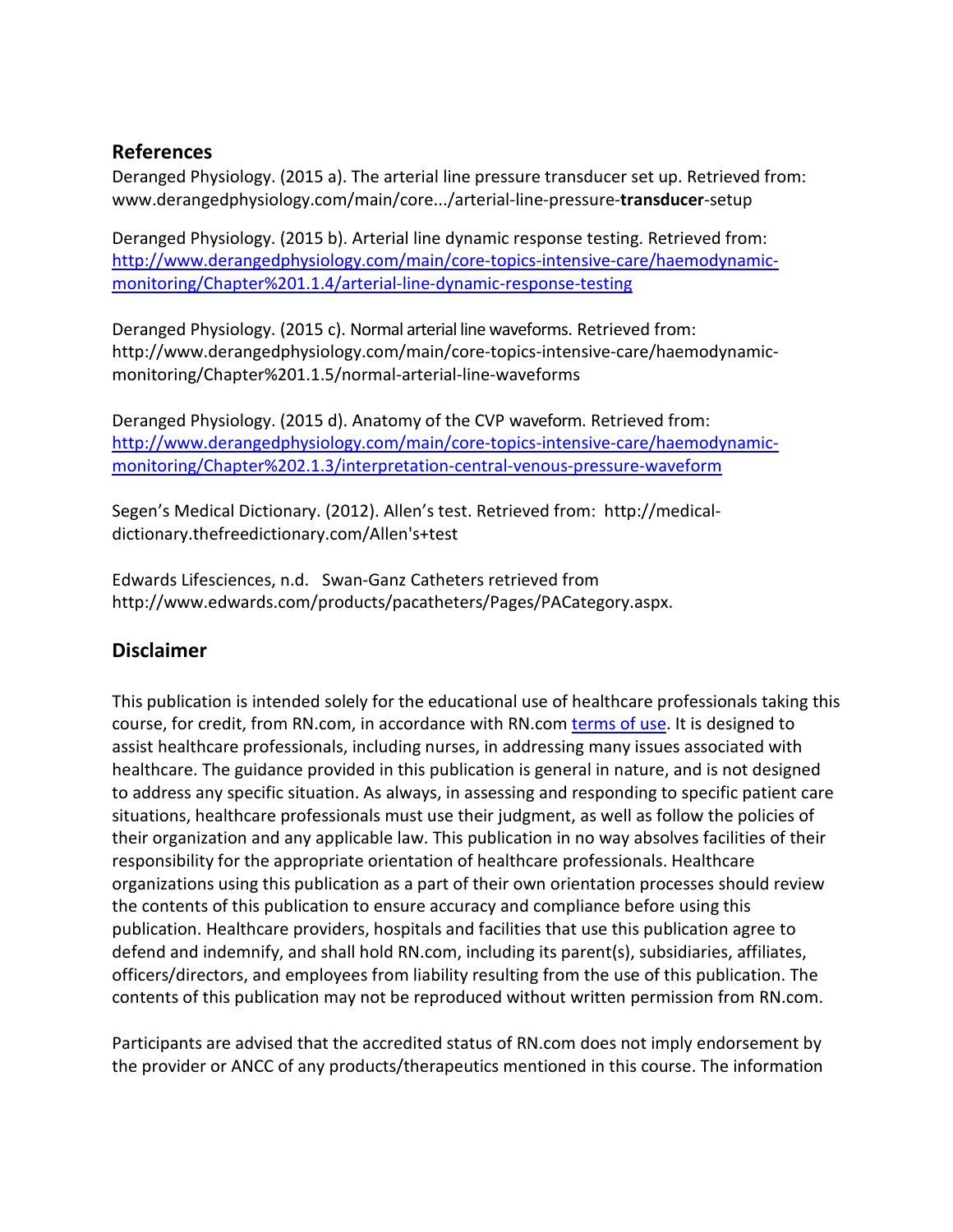## References

Deranged Physiology. (2015 a). The arterial line pressure transducer set up. Retrieved from: www.derangedphysiology.com/main/core.../arterial-line-pressure-**transducer**-setup

Deranged Physiology. (2015 b). Arterial line dynamic response testing. Retrieved from: [http://www.derangedphysiology.com/main/core-topics-intensive-care/haemodynamic-monitoring/Chapter%201.1.4/arterial-line-dynamic-response-testing](http://www.derangedphysiology.com/main/core-topics-intensive-care/haemodynamic-monitoring/Chapter%201.1.4/arterial-line-dynamic-response-testing)

Deranged Physiology. (2015 c). Normal arterial line waveforms. Retrieved from: http://www.derangedphysiology.com/main/core-topics-intensive-care/haemodynamic-monitoring/Chapter%201.1.5/normal-arterial-line-waveforms

Deranged Physiology. (2015 d). Anatomy of the CVP waveform. Retrieved from: [http://www.derangedphysiology.com/main/core-topics-intensive-care/haemodynamic-monitoring/Chapter%202.1.3/interpretation-central-venous-pressure-waveform](http://www.derangedphysiology.com/main/core-topics-intensive-care/haemodynamic-monitoring/Chapter%202.1.3/interpretation-central-venous-pressure-waveform)

Segen's Medical Dictionary. (2012). Allen's test. Retrieved from: http://medical-dictionary.thefreedictionary.com/Allen's+test

Edwards Lifesciences, n.d. Swan-Ganz Catheters retrieved from http://www.edwards.com/products/pacatheters/Pages/PACategory.aspx.

## Disclaimer

This publication is intended solely for the educational use of healthcare professionals taking this course, for credit, from RN.com, in accordance with RN.com terms of use. It is designed to assist healthcare professionals, including nurses, in addressing many issues associated with healthcare. The guidance provided in this publication is general in nature, and is not designed to address any specific situation. As always, in assessing and responding to specific patient care situations, healthcare professionals must use their judgment, as well as follow the policies of their organization and any applicable law. This publication in no way absolves facilities of their responsibility for the appropriate orientation of healthcare professionals. Healthcare organizations using this publication as a part of their own orientation processes should review the contents of this publication to ensure accuracy and compliance before using this publication. Healthcare providers, hospitals and facilities that use this publication agree to defend and indemnify, and shall hold RN.com, including its parent(s), subsidiaries, affiliates, officers/directors, and employees from liability resulting from the use of this publication. The contents of this publication may not be reproduced without written permission from RN.com.

Participants are advised that the accredited status of RN.com does not imply endorsement by the provider or ANCC of any products/therapeutics mentioned in this course. The information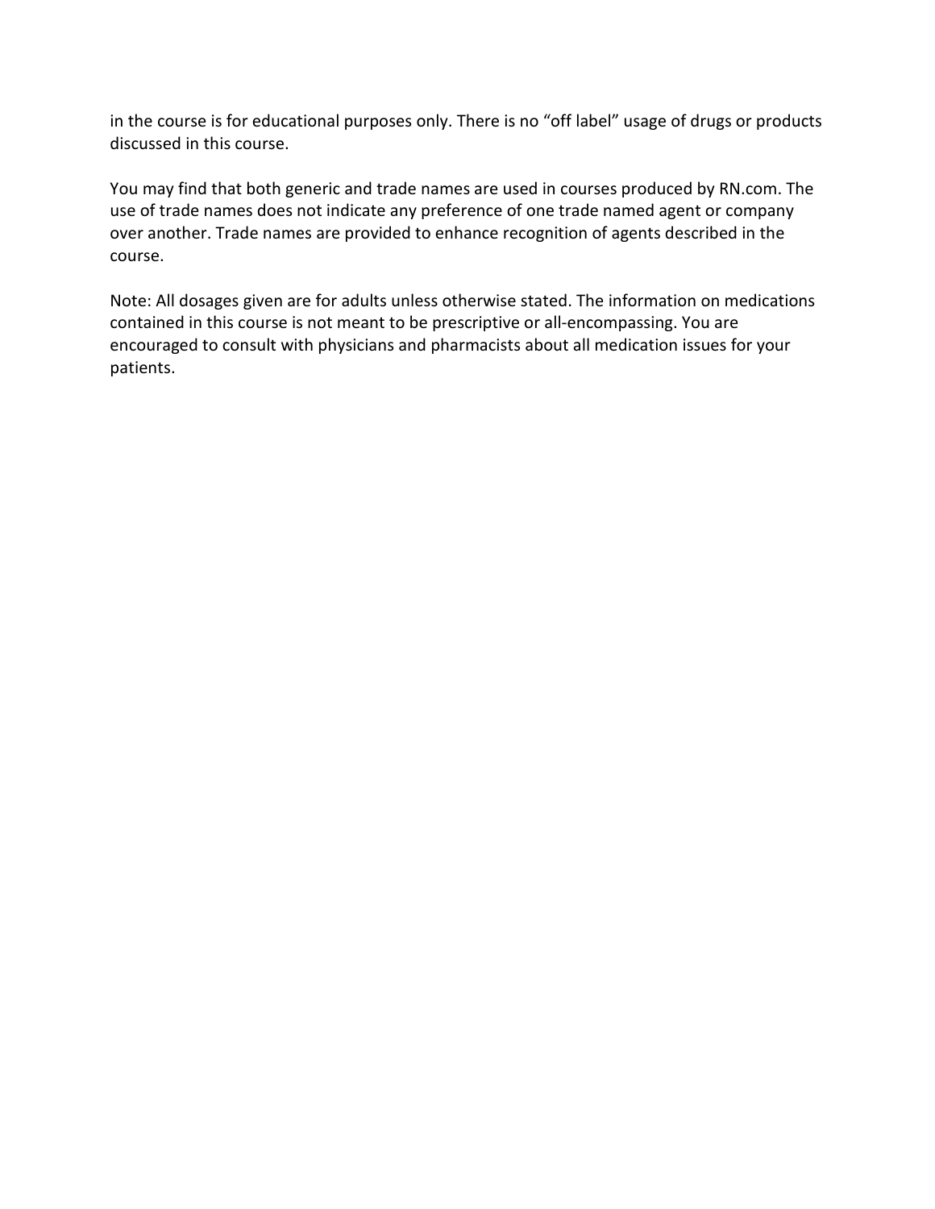in the course is for educational purposes only. There is no "off label" usage of drugs or products discussed in this course.

You may find that both generic and trade names are used in courses produced by RN.com. The use of trade names does not indicate any preference of one trade named agent or company over another. Trade names are provided to enhance recognition of agents described in the course.

Note: All dosages given are for adults unless otherwise stated. The information on medications contained in this course is not meant to be prescriptive or all-encompassing. You are encouraged to consult with physicians and pharmacists about all medication issues for your patients.